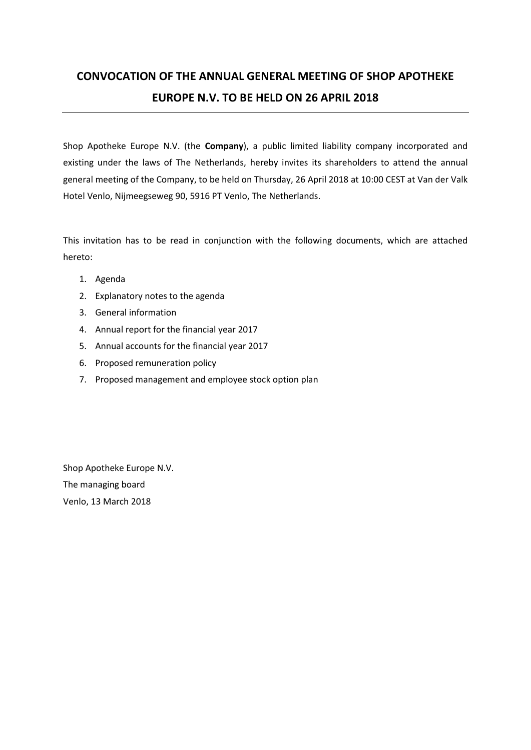# CONVOCATION OF THE ANNUAL GENERAL MEETING OF SHOP APOTHEKE EUROPE N.V. TO BE HELD ON 26 APRIL 2018

Shop Apotheke Europe N.V. (the **Company**), a public limited liability company incorporated and existing under the laws of The Netherlands, hereby invites its shareholders to attend the annual general meeting of the Company, to be held on Thursday, 26 April 2018 at 10:00 CEST at Van der Valk Hotel Venlo, Nijmeegseweg 90, 5916 PT Venlo, The Netherlands.

This invitation has to be read in conjunction with the following documents, which are attached hereto:

1. Agenda
2. Explanatory notes to the agenda
3. General information
4. Annual report for the financial year 2017
5. Annual accounts for the financial year 2017
6. Proposed remuneration policy
7. Proposed management and employee stock option plan

Shop Apotheke Europe N.V.
The managing board
Venlo, 13 March 2018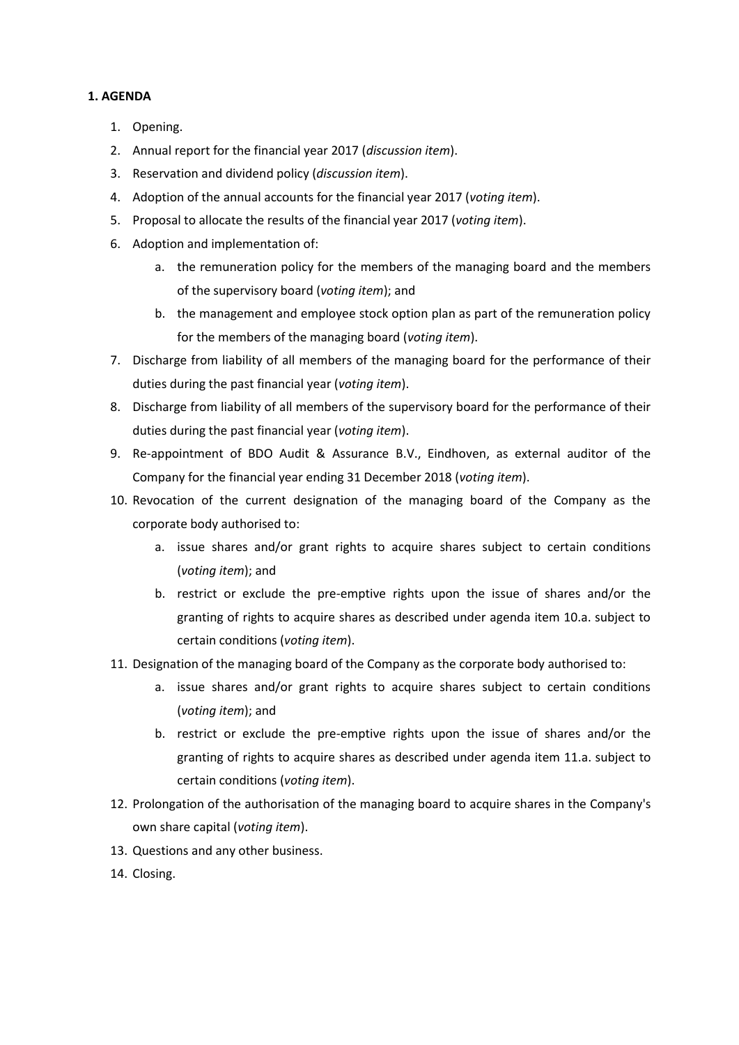**1. AGENDA**

1. Opening.
2. Annual report for the financial year 2017 (*discussion item*).
3. Reservation and dividend policy (*discussion item*).
4. Adoption of the annual accounts for the financial year 2017 (*voting item*).
5. Proposal to allocate the results of the financial year 2017 (*voting item*).
6. Adoption and implementation of:
    a. the remuneration policy for the members of the managing board and the members of the supervisory board (*voting item*); and
    b. the management and employee stock option plan as part of the remuneration policy for the members of the managing board (*voting item*).
7. Discharge from liability of all members of the managing board for the performance of their duties during the past financial year (*voting item*).
8. Discharge from liability of all members of the supervisory board for the performance of their duties during the past financial year (*voting item*).
9. Re-appointment of BDO Audit & Assurance B.V., Eindhoven, as external auditor of the Company for the financial year ending 31 December 2018 (*voting item*).
10. Revocation of the current designation of the managing board of the Company as the corporate body authorised to:
    a. issue shares and/or grant rights to acquire shares subject to certain conditions (*voting item*); and
    b. restrict or exclude the pre-emptive rights upon the issue of shares and/or the granting of rights to acquire shares as described under agenda item 10.a. subject to certain conditions (*voting item*).
11. Designation of the managing board of the Company as the corporate body authorised to:
    a. issue shares and/or grant rights to acquire shares subject to certain conditions (*voting item*); and
    b. restrict or exclude the pre-emptive rights upon the issue of shares and/or the granting of rights to acquire shares as described under agenda item 11.a. subject to certain conditions (*voting item*).
12. Prolongation of the authorisation of the managing board to acquire shares in the Company's own share capital (*voting item*).
13. Questions and any other business.
14. Closing.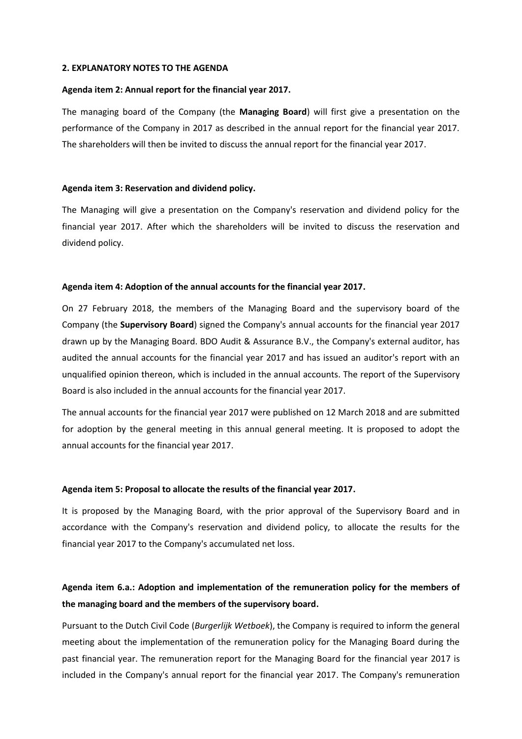## 2. EXPLANATORY NOTES TO THE AGENDA

### Agenda item 2: Annual report for the financial year 2017.

The managing board of the Company (the **Managing Board**) will first give a presentation on the performance of the Company in 2017 as described in the annual report for the financial year 2017. The shareholders will then be invited to discuss the annual report for the financial year 2017.

### Agenda item 3: Reservation and dividend policy.

The Managing will give a presentation on the Company's reservation and dividend policy for the financial year 2017. After which the shareholders will be invited to discuss the reservation and dividend policy.

### Agenda item 4: Adoption of the annual accounts for the financial year 2017.

On 27 February 2018, the members of the Managing Board and the supervisory board of the Company (the **Supervisory Board**) signed the Company's annual accounts for the financial year 2017 drawn up by the Managing Board. BDO Audit & Assurance B.V., the Company's external auditor, has audited the annual accounts for the financial year 2017 and has issued an auditor's report with an unqualified opinion thereon, which is included in the annual accounts. The report of the Supervisory Board is also included in the annual accounts for the financial year 2017.

The annual accounts for the financial year 2017 were published on 12 March 2018 and are submitted for adoption by the general meeting in this annual general meeting. It is proposed to adopt the annual accounts for the financial year 2017.

### Agenda item 5: Proposal to allocate the results of the financial year 2017.

It is proposed by the Managing Board, with the prior approval of the Supervisory Board and in accordance with the Company's reservation and dividend policy, to allocate the results for the financial year 2017 to the Company's accumulated net loss.

### Agenda item 6.a.: Adoption and implementation of the remuneration policy for the members of the managing board and the members of the supervisory board.

Pursuant to the Dutch Civil Code (*Burgerlijk Wetboek*), the Company is required to inform the general meeting about the implementation of the remuneration policy for the Managing Board during the past financial year. The remuneration report for the Managing Board for the financial year 2017 is included in the Company's annual report for the financial year 2017. The Company's remuneration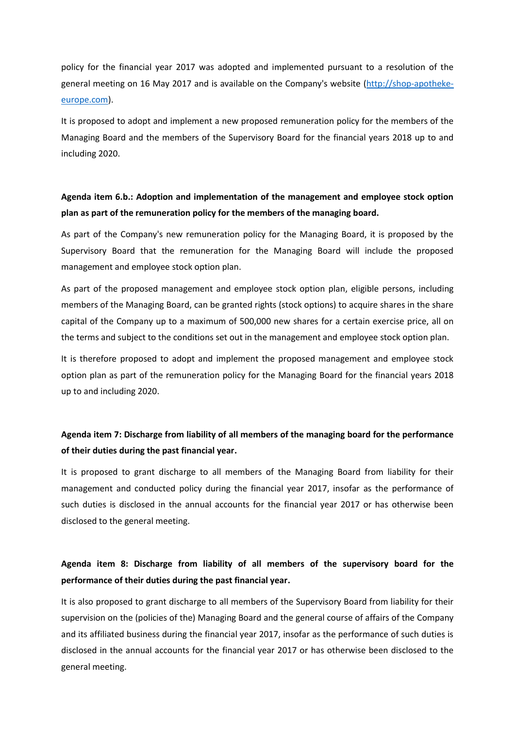policy for the financial year 2017 was adopted and implemented pursuant to a resolution of the general meeting on 16 May 2017 and is available on the Company's website ([http://shop-apotheke-europe.com](http://shop-apotheke-europe.com)).

It is proposed to adopt and implement a new proposed remuneration policy for the members of the Managing Board and the members of the Supervisory Board for the financial years 2018 up to and including 2020.

**Agenda item 6.b.: Adoption and implementation of the management and employee stock option plan as part of the remuneration policy for the members of the managing board.**

As part of the Company's new remuneration policy for the Managing Board, it is proposed by the Supervisory Board that the remuneration for the Managing Board will include the proposed management and employee stock option plan.

As part of the proposed management and employee stock option plan, eligible persons, including members of the Managing Board, can be granted rights (stock options) to acquire shares in the share capital of the Company up to a maximum of 500,000 new shares for a certain exercise price, all on the terms and subject to the conditions set out in the management and employee stock option plan.

It is therefore proposed to adopt and implement the proposed management and employee stock option plan as part of the remuneration policy for the Managing Board for the financial years 2018 up to and including 2020.

**Agenda item 7: Discharge from liability of all members of the managing board for the performance of their duties during the past financial year.**

It is proposed to grant discharge to all members of the Managing Board from liability for their management and conducted policy during the financial year 2017, insofar as the performance of such duties is disclosed in the annual accounts for the financial year 2017 or has otherwise been disclosed to the general meeting.

**Agenda item 8: Discharge from liability of all members of the supervisory board for the performance of their duties during the past financial year.**

It is also proposed to grant discharge to all members of the Supervisory Board from liability for their supervision on the (policies of the) Managing Board and the general course of affairs of the Company and its affiliated business during the financial year 2017, insofar as the performance of such duties is disclosed in the annual accounts for the financial year 2017 or has otherwise been disclosed to the general meeting.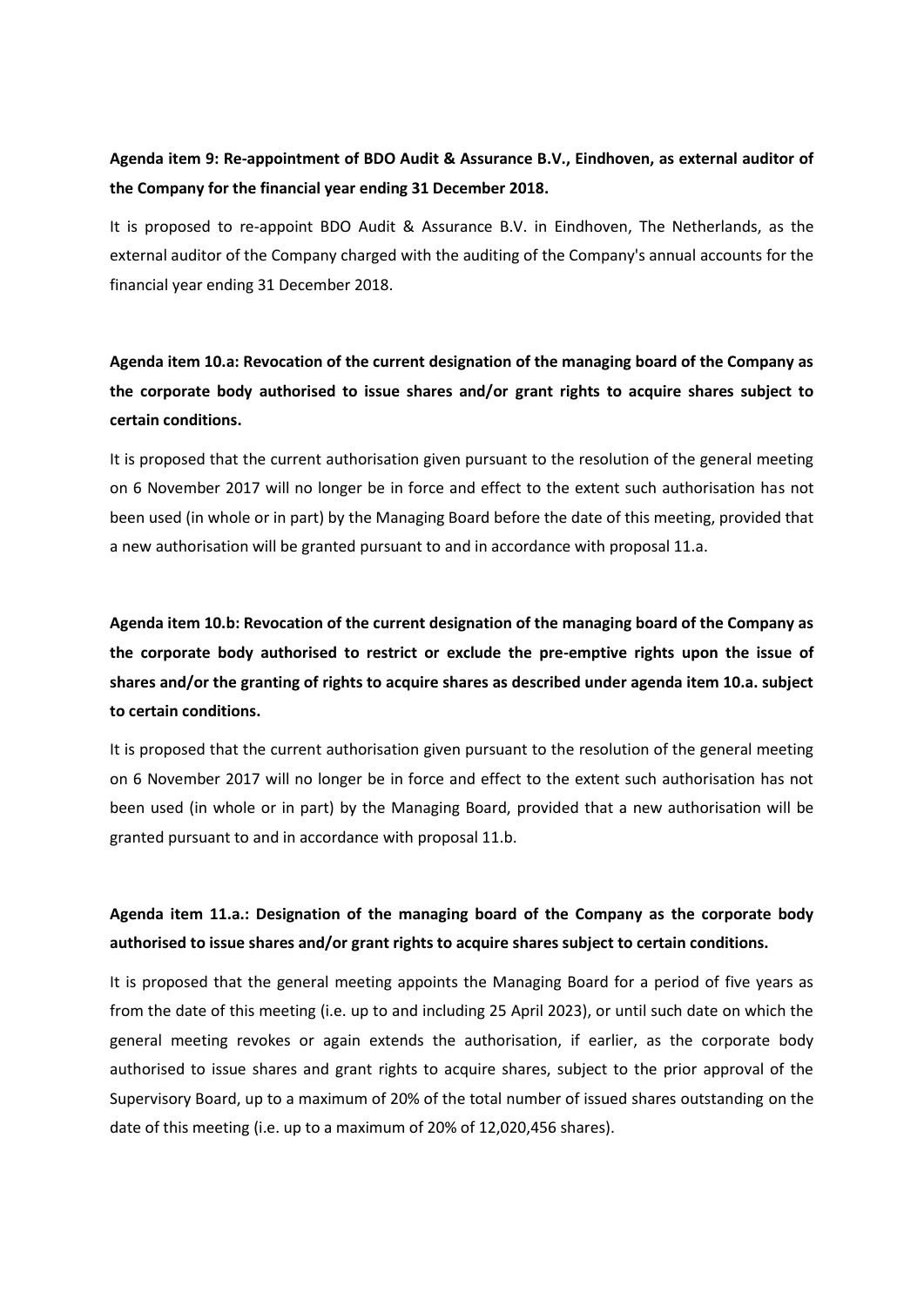**Agenda item 9: Re-appointment of BDO Audit & Assurance B.V., Eindhoven, as external auditor of the Company for the financial year ending 31 December 2018.**

It is proposed to re-appoint BDO Audit & Assurance B.V. in Eindhoven, The Netherlands, as the external auditor of the Company charged with the auditing of the Company's annual accounts for the financial year ending 31 December 2018.

**Agenda item 10.a: Revocation of the current designation of the managing board of the Company as the corporate body authorised to issue shares and/or grant rights to acquire shares subject to certain conditions.**

It is proposed that the current authorisation given pursuant to the resolution of the general meeting on 6 November 2017 will no longer be in force and effect to the extent such authorisation has not been used (in whole or in part) by the Managing Board before the date of this meeting, provided that a new authorisation will be granted pursuant to and in accordance with proposal 11.a.

**Agenda item 10.b: Revocation of the current designation of the managing board of the Company as the corporate body authorised to restrict or exclude the pre-emptive rights upon the issue of shares and/or the granting of rights to acquire shares as described under agenda item 10.a. subject to certain conditions.**

It is proposed that the current authorisation given pursuant to the resolution of the general meeting on 6 November 2017 will no longer be in force and effect to the extent such authorisation has not been used (in whole or in part) by the Managing Board, provided that a new authorisation will be granted pursuant to and in accordance with proposal 11.b.

**Agenda item 11.a.: Designation of the managing board of the Company as the corporate body authorised to issue shares and/or grant rights to acquire shares subject to certain conditions.**

It is proposed that the general meeting appoints the Managing Board for a period of five years as from the date of this meeting (i.e. up to and including 25 April 2023), or until such date on which the general meeting revokes or again extends the authorisation, if earlier, as the corporate body authorised to issue shares and grant rights to acquire shares, subject to the prior approval of the Supervisory Board, up to a maximum of 20% of the total number of issued shares outstanding on the date of this meeting (i.e. up to a maximum of 20% of 12,020,456 shares).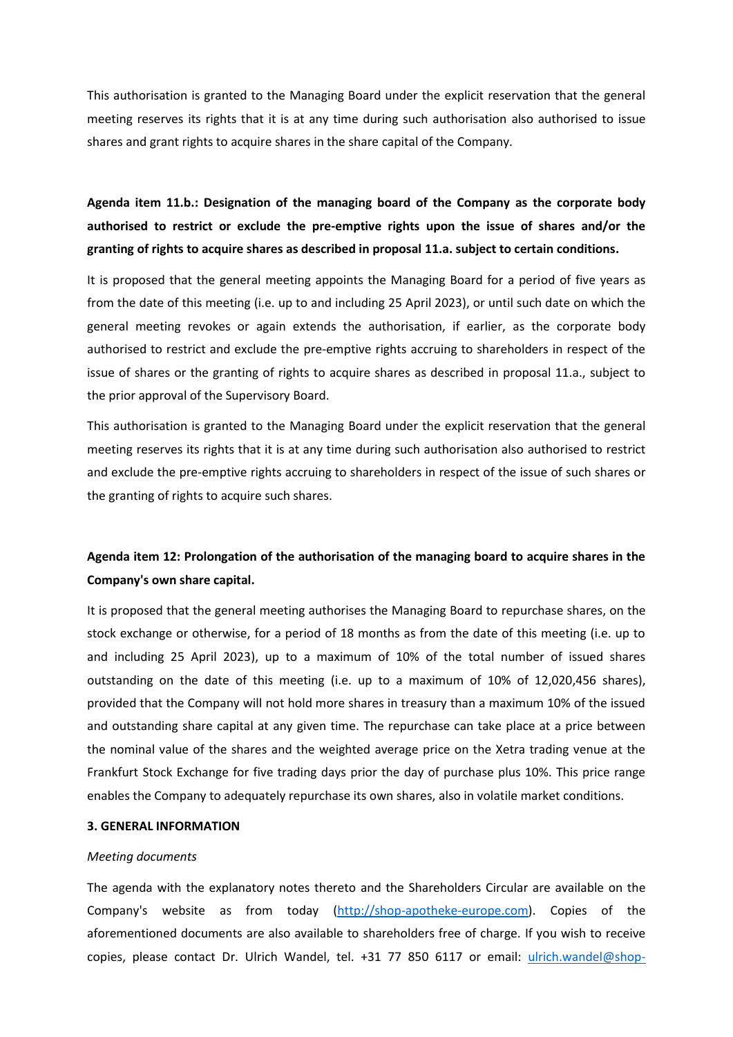This authorisation is granted to the Managing Board under the explicit reservation that the general meeting reserves its rights that it is at any time during such authorisation also authorised to issue shares and grant rights to acquire shares in the share capital of the Company.

**Agenda item 11.b.: Designation of the managing board of the Company as the corporate body authorised to restrict or exclude the pre-emptive rights upon the issue of shares and/or the granting of rights to acquire shares as described in proposal 11.a. subject to certain conditions.**

It is proposed that the general meeting appoints the Managing Board for a period of five years as from the date of this meeting (i.e. up to and including 25 April 2023), or until such date on which the general meeting revokes or again extends the authorisation, if earlier, as the corporate body authorised to restrict and exclude the pre-emptive rights accruing to shareholders in respect of the issue of shares or the granting of rights to acquire shares as described in proposal 11.a., subject to the prior approval of the Supervisory Board.

This authorisation is granted to the Managing Board under the explicit reservation that the general meeting reserves its rights that it is at any time during such authorisation also authorised to restrict and exclude the pre-emptive rights accruing to shareholders in respect of the issue of such shares or the granting of rights to acquire such shares.

**Agenda item 12: Prolongation of the authorisation of the managing board to acquire shares in the Company's own share capital.**

It is proposed that the general meeting authorises the Managing Board to repurchase shares, on the stock exchange or otherwise, for a period of 18 months as from the date of this meeting (i.e. up to and including 25 April 2023), up to a maximum of 10% of the total number of issued shares outstanding on the date of this meeting (i.e. up to a maximum of 10% of 12,020,456 shares), provided that the Company will not hold more shares in treasury than a maximum 10% of the issued and outstanding share capital at any given time. The repurchase can take place at a price between the nominal value of the shares and the weighted average price on the Xetra trading venue at the Frankfurt Stock Exchange for five trading days prior the day of purchase plus 10%. This price range enables the Company to adequately repurchase its own shares, also in volatile market conditions.

**3. GENERAL INFORMATION**

*Meeting documents*

The agenda with the explanatory notes thereto and the Shareholders Circular are available on the Company's website as from today (http://shop-apotheke-europe.com). Copies of the aforementioned documents are also available to shareholders free of charge. If you wish to receive copies, please contact Dr. Ulrich Wandel, tel. +31 77 850 6117 or email: ulrich.wandel@shop-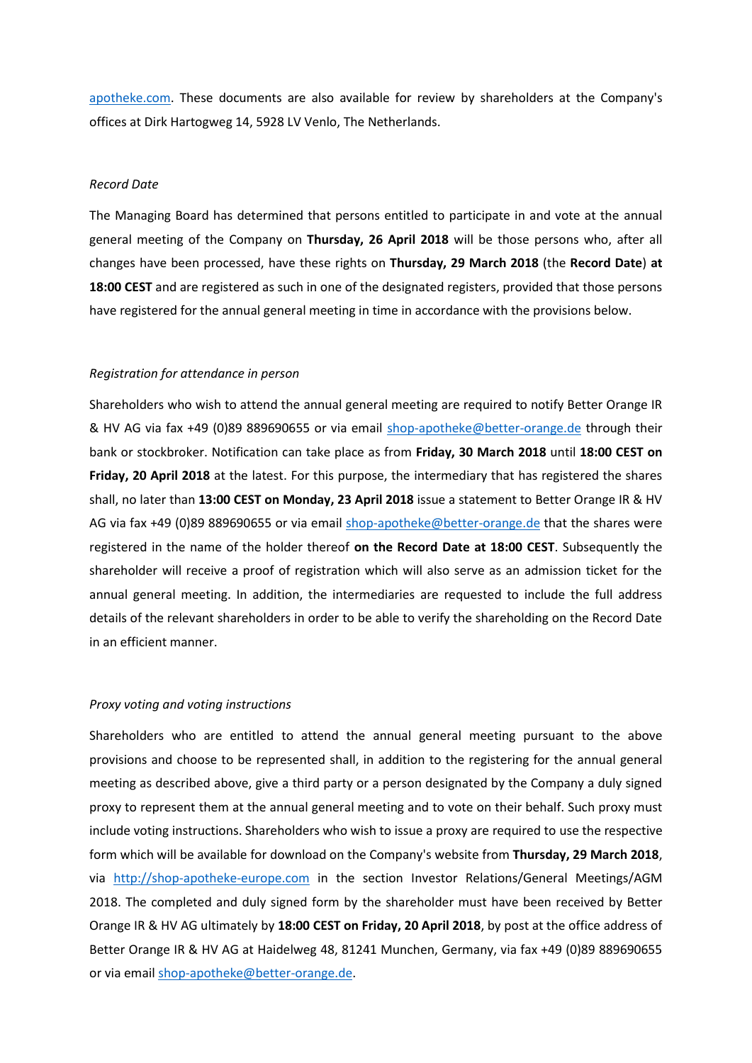apotheke.com. These documents are also available for review by shareholders at the Company's offices at Dirk Hartogweg 14, 5928 LV Venlo, The Netherlands.

*Record Date*

The Managing Board has determined that persons entitled to participate in and vote at the annual general meeting of the Company on **Thursday, 26 April 2018** will be those persons who, after all changes have been processed, have these rights on **Thursday, 29 March 2018** (the **Record Date**) **at 18:00 CEST** and are registered as such in one of the designated registers, provided that those persons have registered for the annual general meeting in time in accordance with the provisions below.

*Registration for attendance in person*

Shareholders who wish to attend the annual general meeting are required to notify Better Orange IR & HV AG via fax +49 (0)89 889690655 or via email shop-apotheke@better-orange.de through their bank or stockbroker. Notification can take place as from **Friday, 30 March 2018** until **18:00 CEST on Friday, 20 April 2018** at the latest. For this purpose, the intermediary that has registered the shares shall, no later than **13:00 CEST on Monday, 23 April 2018** issue a statement to Better Orange IR & HV AG via fax +49 (0)89 889690655 or via email shop-apotheke@better-orange.de that the shares were registered in the name of the holder thereof **on the Record Date at 18:00 CEST**. Subsequently the shareholder will receive a proof of registration which will also serve as an admission ticket for the annual general meeting. In addition, the intermediaries are requested to include the full address details of the relevant shareholders in order to be able to verify the shareholding on the Record Date in an efficient manner.

*Proxy voting and voting instructions*

Shareholders who are entitled to attend the annual general meeting pursuant to the above provisions and choose to be represented shall, in addition to the registering for the annual general meeting as described above, give a third party or a person designated by the Company a duly signed proxy to represent them at the annual general meeting and to vote on their behalf. Such proxy must include voting instructions. Shareholders who wish to issue a proxy are required to use the respective form which will be available for download on the Company's website from **Thursday, 29 March 2018**, via http://shop-apotheke-europe.com in the section Investor Relations/General Meetings/AGM 2018. The completed and duly signed form by the shareholder must have been received by Better Orange IR & HV AG ultimately by **18:00 CEST on Friday, 20 April 2018**, by post at the office address of Better Orange IR & HV AG at Haidelweg 48, 81241 Munchen, Germany, via fax +49 (0)89 889690655 or via email shop-apotheke@better-orange.de.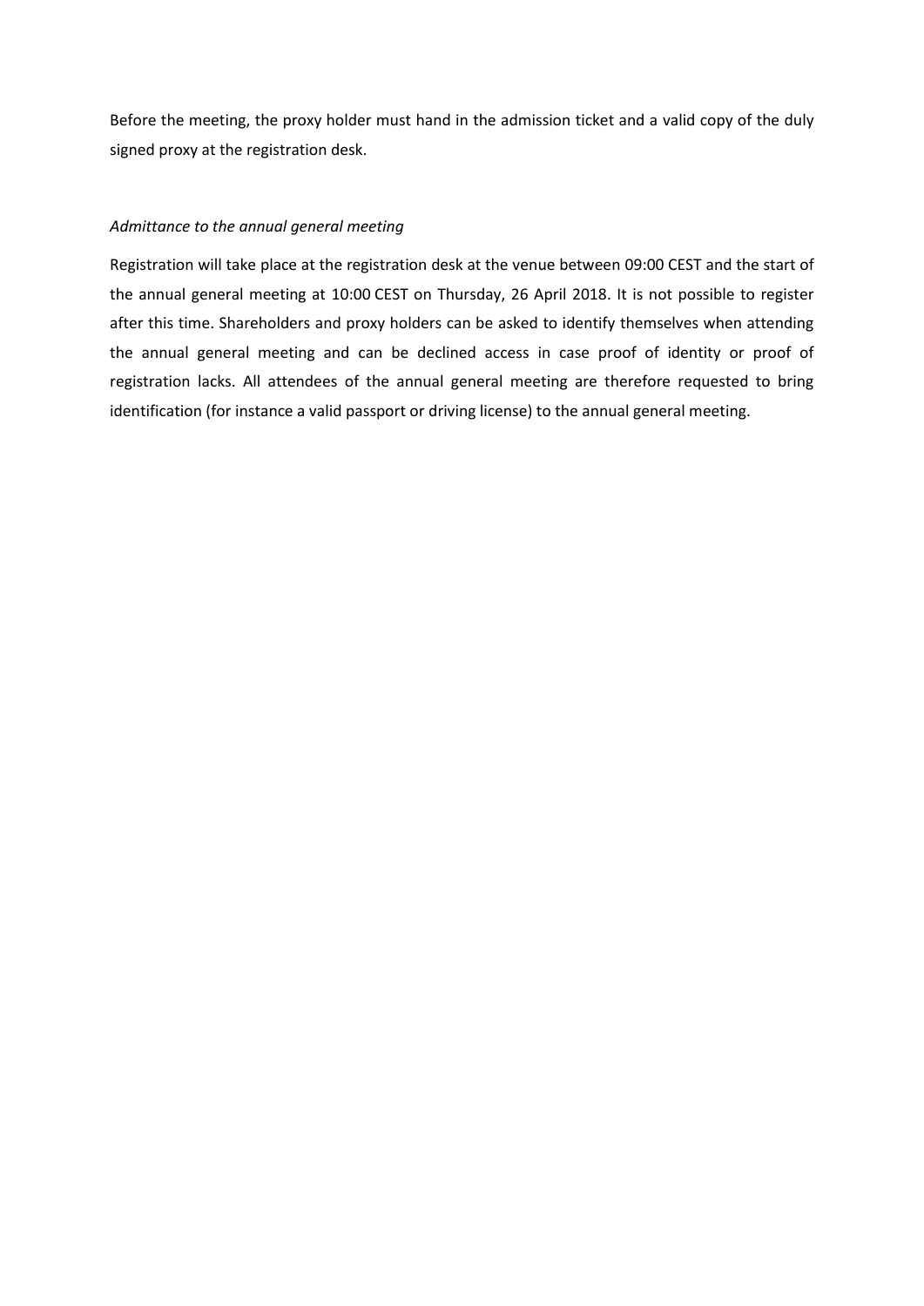Before the meeting, the proxy holder must hand in the admission ticket and a valid copy of the duly signed proxy at the registration desk.

*Admittance to the annual general meeting*

Registration will take place at the registration desk at the venue between 09:00 CEST and the start of the annual general meeting at 10:00 CEST on Thursday, 26 April 2018. It is not possible to register after this time. Shareholders and proxy holders can be asked to identify themselves when attending the annual general meeting and can be declined access in case proof of identity or proof of registration lacks. All attendees of the annual general meeting are therefore requested to bring identification (for instance a valid passport or driving license) to the annual general meeting.